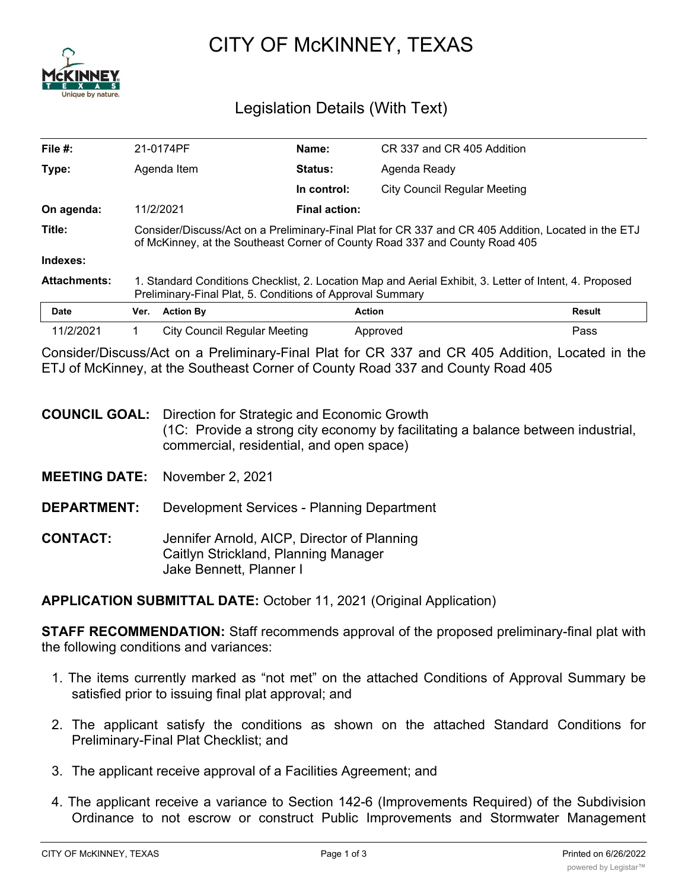# CITY OF McKINNEY, TEXAS

## Legislation Details (With Text)

| | | | |
|---|---|---|---|
| **File #:** | 21-0174PF | **Name:** | CR 337 and CR 405 Addition |
| **Type:** | Agenda Item | **Status:** | Agenda Ready |
| | | **In control:** | City Council Regular Meeting |
| **On agenda:** | 11/2/2021 | **Final action:** | |
| **Title:** | Consider/Discuss/Act on a Preliminary-Final Plat for CR 337 and CR 405 Addition, Located in the ETJ of McKinney, at the Southeast Corner of County Road 337 and County Road 405 | | |
| **Indexes:** | | | |
| **Attachments:** | 1. Standard Conditions Checklist, 2. Location Map and Aerial Exhibit, 3. Letter of Intent, 4. Proposed Preliminary-Final Plat, 5. Conditions of Approval Summary | | |

| Date | Ver. | Action By | Action | Result |
|---|---|---|---|---|
| 11/2/2021 | 1 | City Council Regular Meeting | Approved | Pass |

Consider/Discuss/Act on a Preliminary-Final Plat for CR 337 and CR 405 Addition, Located in the ETJ of McKinney, at the Southeast Corner of County Road 337 and County Road 405

**COUNCIL GOAL:** Direction for Strategic and Economic Growth
(1C: Provide a strong city economy by facilitating a balance between industrial, commercial, residential, and open space)

**MEETING DATE:** November 2, 2021

**DEPARTMENT:** Development Services - Planning Department

**CONTACT:** Jennifer Arnold, AICP, Director of Planning
Caitlyn Strickland, Planning Manager
Jake Bennett, Planner I

**APPLICATION SUBMITTAL DATE:** October 11, 2021 (Original Application)

**STAFF RECOMMENDATION:** Staff recommends approval of the proposed preliminary-final plat with the following conditions and variances:

1. The items currently marked as "not met" on the attached Conditions of Approval Summary be satisfied prior to issuing final plat approval; and
2. The applicant satisfy the conditions as shown on the attached Standard Conditions for Preliminary-Final Plat Checklist; and
3. The applicant receive approval of a Facilities Agreement; and
4. The applicant receive a variance to Section 142-6 (Improvements Required) of the Subdivision Ordinance to not escrow or construct Public Improvements and Stormwater Management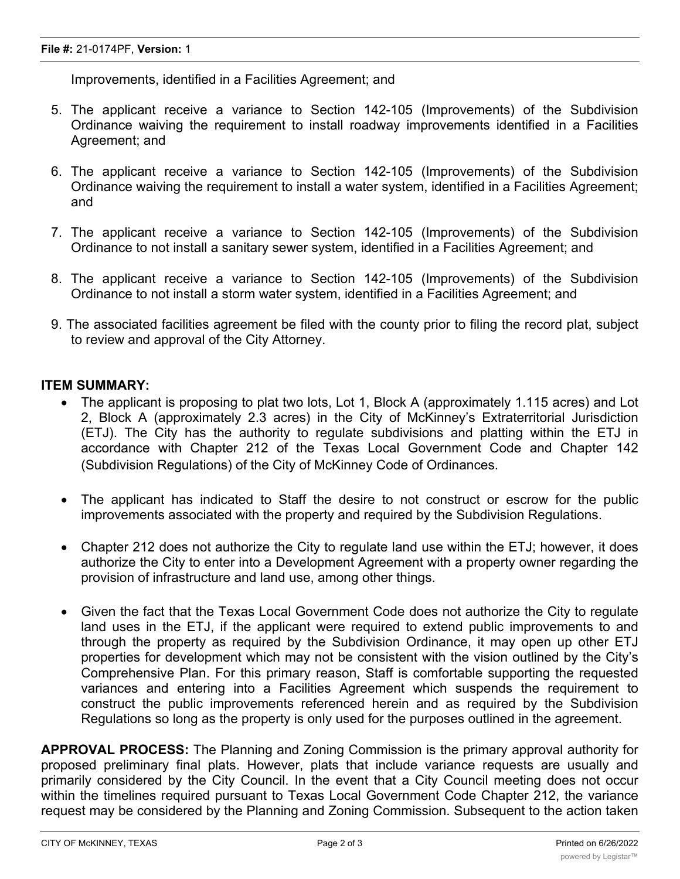Improvements, identified in a Facilities Agreement; and

5. The applicant receive a variance to Section 142-105 (Improvements) of the Subdivision Ordinance waiving the requirement to install roadway improvements identified in a Facilities Agreement; and

6. The applicant receive a variance to Section 142-105 (Improvements) of the Subdivision Ordinance waiving the requirement to install a water system, identified in a Facilities Agreement; and

7. The applicant receive a variance to Section 142-105 (Improvements) of the Subdivision Ordinance to not install a sanitary sewer system, identified in a Facilities Agreement; and

8. The applicant receive a variance to Section 142-105 (Improvements) of the Subdivision Ordinance to not install a storm water system, identified in a Facilities Agreement; and

9. The associated facilities agreement be filed with the county prior to filing the record plat, subject to review and approval of the City Attorney.

**ITEM SUMMARY:**

- The applicant is proposing to plat two lots, Lot 1, Block A (approximately 1.115 acres) and Lot 2, Block A (approximately 2.3 acres) in the City of McKinney's Extraterritorial Jurisdiction (ETJ). The City has the authority to regulate subdivisions and platting within the ETJ in accordance with Chapter 212 of the Texas Local Government Code and Chapter 142 (Subdivision Regulations) of the City of McKinney Code of Ordinances.

- The applicant has indicated to Staff the desire to not construct or escrow for the public improvements associated with the property and required by the Subdivision Regulations.

- Chapter 212 does not authorize the City to regulate land use within the ETJ; however, it does authorize the City to enter into a Development Agreement with a property owner regarding the provision of infrastructure and land use, among other things.

- Given the fact that the Texas Local Government Code does not authorize the City to regulate land uses in the ETJ, if the applicant were required to extend public improvements to and through the property as required by the Subdivision Ordinance, it may open up other ETJ properties for development which may not be consistent with the vision outlined by the City's Comprehensive Plan. For this primary reason, Staff is comfortable supporting the requested variances and entering into a Facilities Agreement which suspends the requirement to construct the public improvements referenced herein and as required by the Subdivision Regulations so long as the property is only used for the purposes outlined in the agreement.

**APPROVAL PROCESS:** The Planning and Zoning Commission is the primary approval authority for proposed preliminary final plats. However, plats that include variance requests are usually and primarily considered by the City Council. In the event that a City Council meeting does not occur within the timelines required pursuant to Texas Local Government Code Chapter 212, the variance request may be considered by the Planning and Zoning Commission. Subsequent to the action taken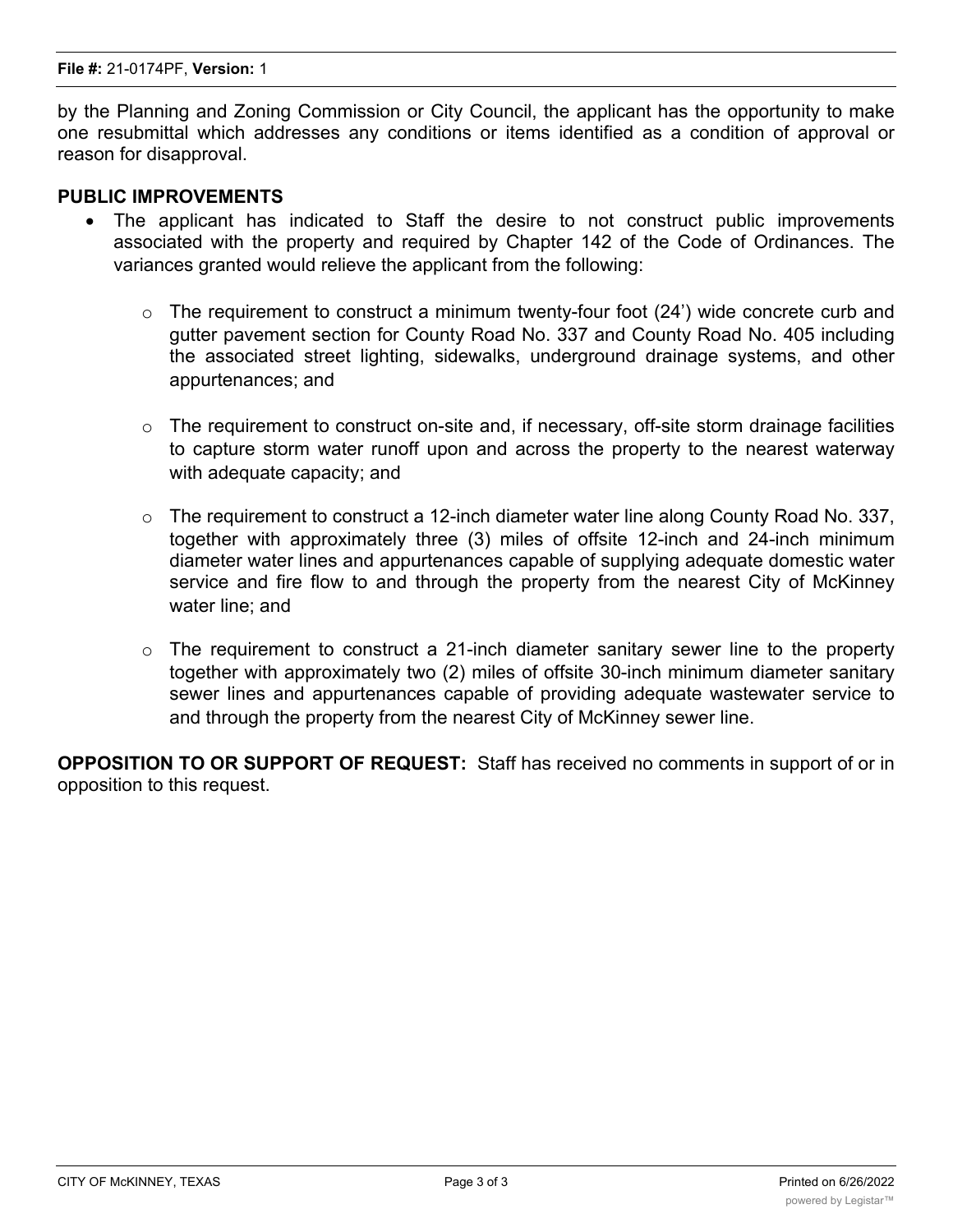by the Planning and Zoning Commission or City Council, the applicant has the opportunity to make one resubmittal which addresses any conditions or items identified as a condition of approval or reason for disapproval.

**PUBLIC IMPROVEMENTS**

- The applicant has indicated to Staff the desire to not construct public improvements associated with the property and required by Chapter 142 of the Code of Ordinances. The variances granted would relieve the applicant from the following:
    - The requirement to construct a minimum twenty-four foot (24') wide concrete curb and gutter pavement section for County Road No. 337 and County Road No. 405 including the associated street lighting, sidewalks, underground drainage systems, and other appurtenances; and
    - The requirement to construct on-site and, if necessary, off-site storm drainage facilities to capture storm water runoff upon and across the property to the nearest waterway with adequate capacity; and
    - The requirement to construct a 12-inch diameter water line along County Road No. 337, together with approximately three (3) miles of offsite 12-inch and 24-inch minimum diameter water lines and appurtenances capable of supplying adequate domestic water service and fire flow to and through the property from the nearest City of McKinney water line; and
    - The requirement to construct a 21-inch diameter sanitary sewer line to the property together with approximately two (2) miles of offsite 30-inch minimum diameter sanitary sewer lines and appurtenances capable of providing adequate wastewater service to and through the property from the nearest City of McKinney sewer line.

**OPPOSITION TO OR SUPPORT OF REQUEST:** Staff has received no comments in support of or in opposition to this request.